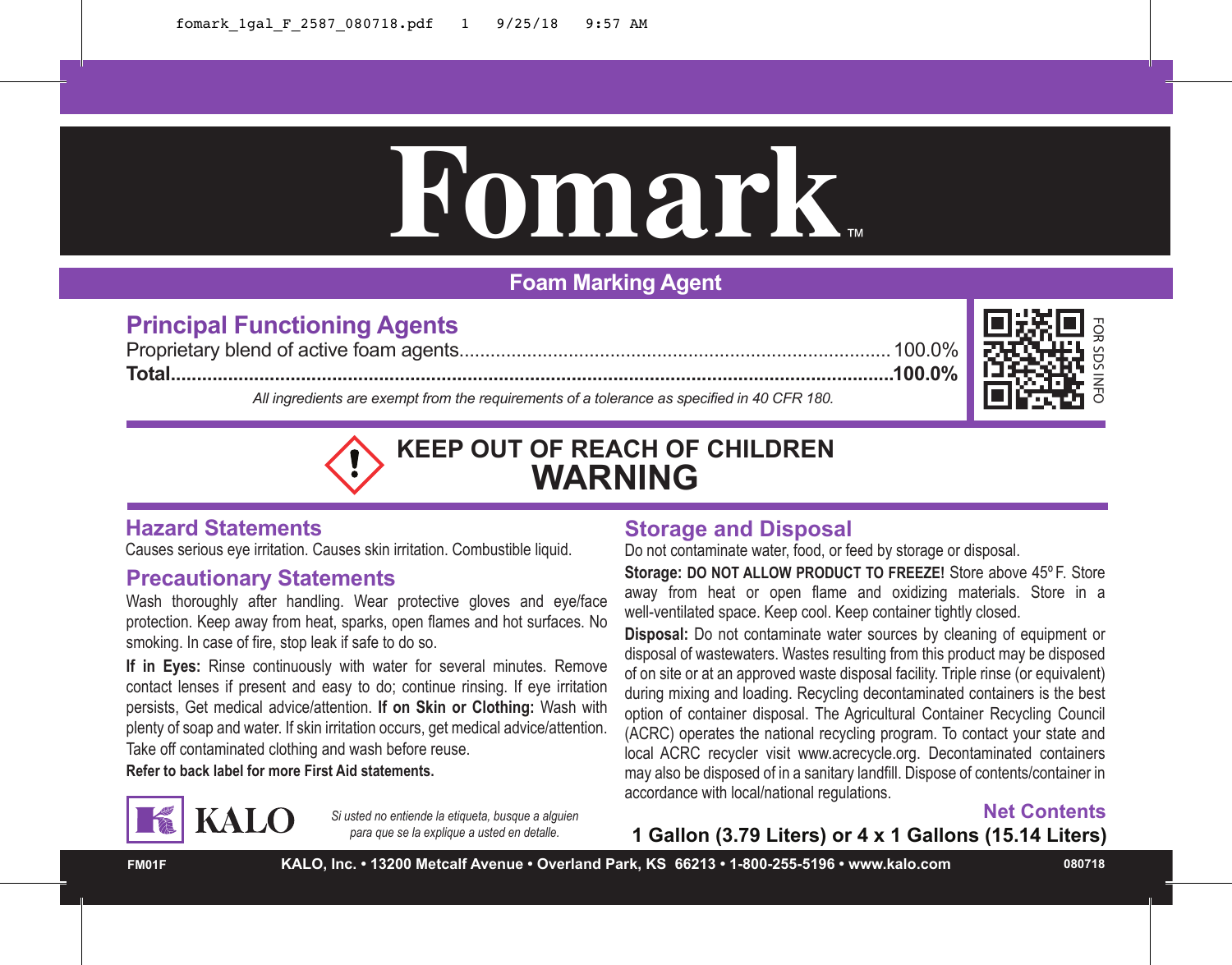# Fomark™

## Foam Marking Agent

### Principal Functioning Agents

Proprietary blend of active foam agents.......... 100.0%
**Total.......... 100.0%**

*All ingredients are exempt from the requirements of a tolerance as specified in 40 CFR 180.*

FOR SDS INFO

## KEEP OUT OF REACH OF CHILDREN
## WARNING

### Hazard Statements

Causes serious eye irritation. Causes skin irritation. Combustible liquid.

### Precautionary Statements

Wash thoroughly after handling. Wear protective gloves and eye/face protection. Keep away from heat, sparks, open flames and hot surfaces. No smoking. In case of fire, stop leak if safe to do so.

**If in Eyes:** Rinse continuously with water for several minutes. Remove contact lenses if present and easy to do; continue rinsing. If eye irritation persists, Get medical advice/attention. **If on Skin or Clothing:** Wash with plenty of soap and water. If skin irritation occurs, get medical advice/attention. Take off contaminated clothing and wash before reuse.

**Refer to back label for more First Aid statements.**

### Storage and Disposal

Do not contaminate water, food, or feed by storage or disposal.

**Storage: DO NOT ALLOW PRODUCT TO FREEZE!** Store above 45º F. Store away from heat or open flame and oxidizing materials. Store in a well-ventilated space. Keep cool. Keep container tightly closed.

**Disposal:** Do not contaminate water sources by cleaning of equipment or disposal of wastewaters. Wastes resulting from this product may be disposed of on site or at an approved waste disposal facility. Triple rinse (or equivalent) during mixing and loading. Recycling decontaminated containers is the best option of container disposal. The Agricultural Container Recycling Council (ACRC) operates the national recycling program. To contact your state and local ACRC recycler visit www.acrecycle.org. Decontaminated containers may also be disposed of in a sanitary landfill. Dispose of contents/container in accordance with local/national regulations.

KALO

*Si usted no entiende la etiqueta, busque a alguien para que se la explique a usted en detalle.*

### Net Contents

**1 Gallon (3.79 Liters) or 4 x 1 Gallons (15.14 Liters)**

FM01F **KALO, Inc. • 13200 Metcalf Avenue • Overland Park, KS 66213 • 1-800-255-5196 • www.kalo.com** 080718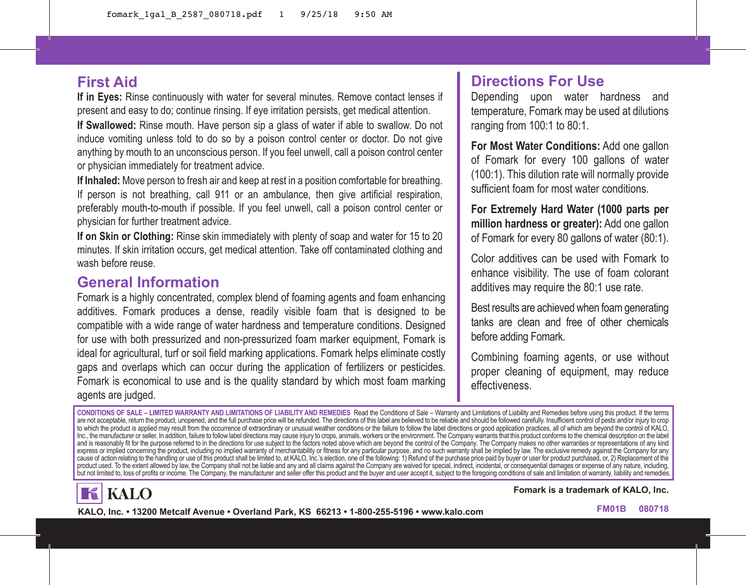## First Aid

**If in Eyes:** Rinse continuously with water for several minutes. Remove contact lenses if present and easy to do; continue rinsing. If eye irritation persists, get medical attention.

**If Swallowed:** Rinse mouth. Have person sip a glass of water if able to swallow. Do not induce vomiting unless told to do so by a poison control center or doctor. Do not give anything by mouth to an unconscious person. If you feel unwell, call a poison control center or physician immediately for treatment advice.

**If Inhaled:** Move person to fresh air and keep at rest in a position comfortable for breathing. If person is not breathing, call 911 or an ambulance, then give artificial respiration, preferably mouth-to-mouth if possible. If you feel unwell, call a poison control center or physician for further treatment advice.

**If on Skin or Clothing:** Rinse skin immediately with plenty of soap and water for 15 to 20 minutes. If skin irritation occurs, get medical attention. Take off contaminated clothing and wash before reuse.

## General Information

Fomark is a highly concentrated, complex blend of foaming agents and foam enhancing additives. Fomark produces a dense, readily visible foam that is designed to be compatible with a wide range of water hardness and temperature conditions. Designed for use with both pressurized and non-pressurized foam marker equipment, Fomark is ideal for agricultural, turf or soil field marking applications. Fomark helps eliminate costly gaps and overlaps which can occur during the application of fertilizers or pesticides. Fomark is economical to use and is the quality standard by which most foam marking agents are judged.

## Directions For Use

Depending upon water hardness and temperature, Fomark may be used at dilutions ranging from 100:1 to 80:1.

**For Most Water Conditions:** Add one gallon of Fomark for every 100 gallons of water (100:1). This dilution rate will normally provide sufficient foam for most water conditions.

**For Extremely Hard Water (1000 parts per million hardness or greater):** Add one gallon of Fomark for every 80 gallons of water (80:1).

Color additives can be used with Fomark to enhance visibility. The use of foam colorant additives may require the 80:1 use rate.

Best results are achieved when foam generating tanks are clean and free of other chemicals before adding Fomark.

Combining foaming agents, or use without proper cleaning of equipment, may reduce effectiveness.

**CONDITIONS OF SALE – LIMITED WARRANTY AND LIMITATIONS OF LIABILITY AND REMEDIES** Read the Conditions of Sale – Warranty and Limitations of Liability and Remedies before using this product. If the terms are not acceptable, return the product, unopened, and the full purchase price will be refunded. The directions of this label are believed to be reliable and should be followed carefully. Insufficient control of pests and/or injury to crop to which the product is applied may result from the occurrence of extraordinary or unusual weather conditions or the failure to follow the label directions or good application practices, all of which are beyond the control of KALO, Inc., the manufacturer or seller. In addition, failure to follow label directions may cause injury to crops, animals, workers or the environment. The Company warrants that this product conforms to the chemical description on the label and is reasonably fit for the purpose referred to in the directions for use subject to the factors noted above which are beyond the control of the Company. The Company makes no other warranties or representations of any kind express or implied concerning the product, including no implied warranty of merchantability or fitness for any particular purpose, and no such warranty shall be implied by law. The exclusive remedy against the Company for any cause of action relating to the handling or use of this product shall be limited to, at KALO, Inc.'s election, one of the following: 1) Refund of the purchase price paid by buyer or user for product purchased, or, 2) Replacement of the product used. To the extent allowed by law, the Company shall not be liable and any and all claims against the Company are waived for special, indirect, incidental, or consequential damages or expense of any nature, including, but not limited to, loss of profits or income. The Company, the manufacturer and seller offer this product and the buyer and user accept it, subject to the foregoing conditions of sale and limitation of warranty, liability and remedies.

KALO

**Fomark is a trademark of KALO, Inc.**

**KALO, Inc. • 13200 Metcalf Avenue • Overland Park, KS 66213 • 1-800-255-5196 • www.kalo.com**

**FM01B 080718**